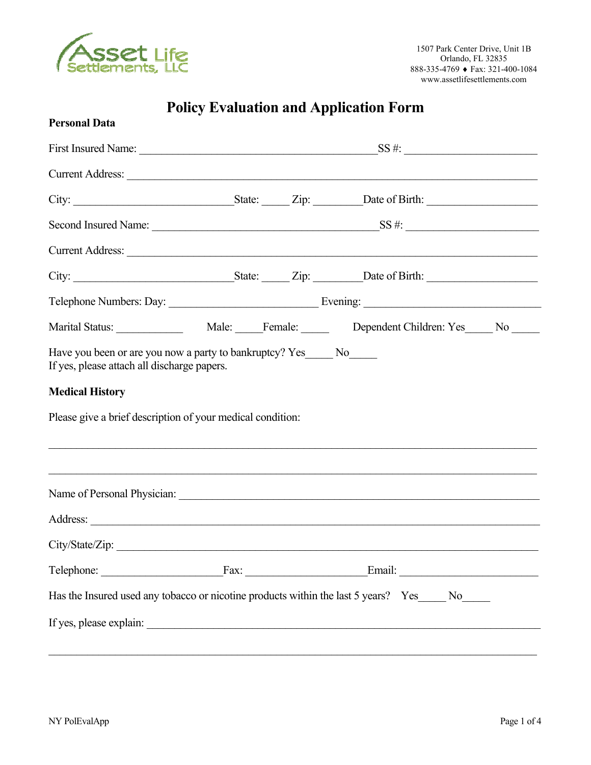Asset Life Settlements, LLC

1507 Park Center Drive, Unit 1B
Orlando, FL 32835
888-335-4769 ♦ Fax: 321-400-1084
www.assetlifesettlements.com

# Policy Evaluation and Application Form

**Personal Data**

First Insured Name: ___________________________________________SS #: ________________________

Current Address: ___________________________________________________________________________

City: ____________________________State: _____ Zip: ________Date of Birth: ___________________

Second Insured Name: _________________________________________SS #: ________________________

Current Address: ___________________________________________________________________________

City: ____________________________State: _____ Zip: ________Date of Birth: ___________________

Telephone Numbers: Day: __________________________ Evening: ______________________________

Marital Status: ____________ Male: _____Female: _____ Dependent Children: Yes_____ No _____

Have you been or are you now a party to bankruptcy? Yes_____ No_____
If yes, please attach all discharge papers.

**Medical History**

Please give a brief description of your medical condition:

_____________________________________________________________________________________

_____________________________________________________________________________________

Name of Personal Physician: _________________________________________________________________

Address: ________________________________________________________________________________

City/State/Zip: ___________________________________________________________________________

Telephone: _____________________Fax: _____________________Email: ________________________

Has the Insured used any tobacco or nicotine products within the last 5 years? Yes_____ No_____

If yes, please explain: _______________________________________________________________________

_____________________________________________________________________________________

NY PolEvalApp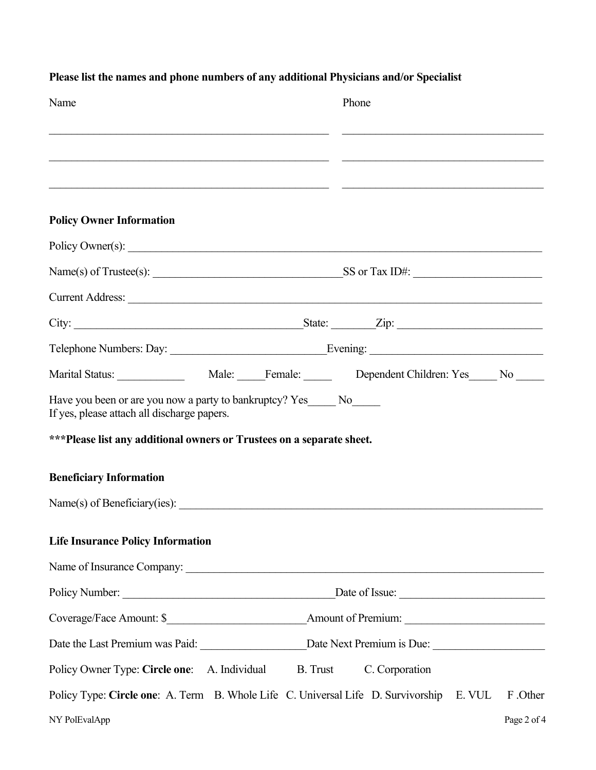**Please list the names and phone numbers of any additional Physicians and/or Specialist**

| Name | Phone |
| --- | --- |
| ______________________________ | ______________________________ |
| ______________________________ | ______________________________ |
| ______________________________ | ______________________________ |

**Policy Owner Information**

Policy Owner(s): ____________________________________________________________

Name(s) of Trustee(s): ______________________________ SS or Tax ID#: ____________________

Current Address: ____________________________________________________________

City: ______________________________ State: ________ Zip: ____________________

Telephone Numbers: Day: ____________________ Evening: ____________________

Marital Status: ____________ Male: _____ Female: _____ Dependent Children: Yes_____ No _____

Have you been or are you now a party to bankruptcy? Yes_____ No_____
If yes, please attach all discharge papers.

**\*\*\*Please list any additional owners or Trustees on a separate sheet.**

**Beneficiary Information**

Name(s) of Beneficiary(ies): ____________________________________________________________

**Life Insurance Policy Information**

Name of Insurance Company: ____________________________________________________________

Policy Number: ______________________________ Date of Issue: ____________________

Coverage/Face Amount: $____________________ Amount of Premium: ____________________

Date the Last Premium was Paid: ____________________ Date Next Premium is Due: ____________________

Policy Owner Type: **Circle one**: A. Individual B. Trust C. Corporation

Policy Type: **Circle one**: A. Term B. Whole Life C. Universal Life D. Survivorship E. VUL F .Other

NY PolEvalApp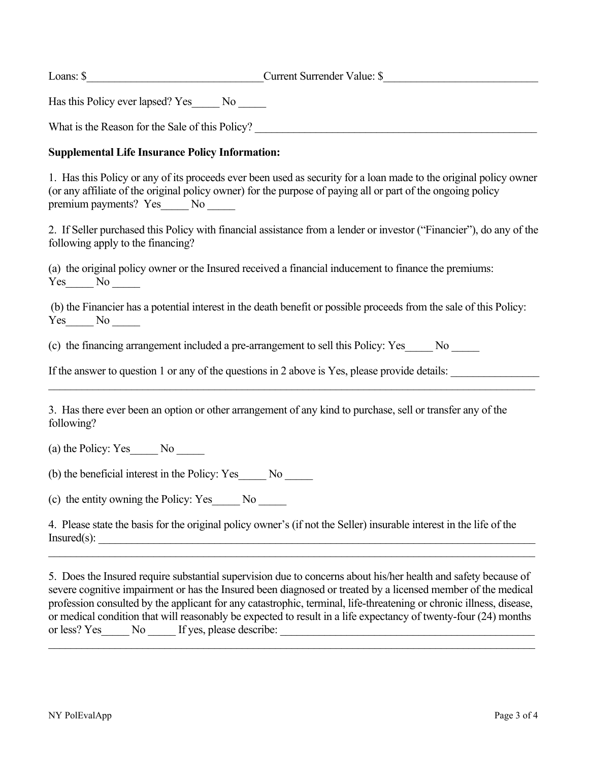Loans: $_______________________________Current Surrender Value: $___________________________

Has this Policy ever lapsed? Yes_____ No _____

What is the Reason for the Sale of this Policy? ____________________________________________________

**Supplemental Life Insurance Policy Information:**

1. Has this Policy or any of its proceeds ever been used as security for a loan made to the original policy owner (or any affiliate of the original policy owner) for the purpose of paying all or part of the ongoing policy premium payments? Yes_____ No _____

2. If Seller purchased this Policy with financial assistance from a lender or investor ("Financier"), do any of the following apply to the financing?

(a) the original policy owner or the Insured received a financial inducement to finance the premiums: Yes_____ No _____

(b) the Financier has a potential interest in the death benefit or possible proceeds from the sale of this Policy: Yes_____ No _____

(c) the financing arrangement included a pre-arrangement to sell this Policy: Yes_____ No _____

If the answer to question 1 or any of the questions in 2 above is Yes, please provide details: ________________
_____________________________________________________________________________________________

3. Has there ever been an option or other arrangement of any kind to purchase, sell or transfer any of the following?

(a) the Policy: Yes_____ No _____

(b) the beneficial interest in the Policy: Yes_____ No _____

(c) the entity owning the Policy: Yes_____ No _____

4. Please state the basis for the original policy owner's (if not the Seller) insurable interest in the life of the Insured(s): ___________________________________________________________________________
_____________________________________________________________________________________________

5. Does the Insured require substantial supervision due to concerns about his/her health and safety because of severe cognitive impairment or has the Insured been diagnosed or treated by a licensed member of the medical profession consulted by the applicant for any catastrophic, terminal, life-threatening or chronic illness, disease, or medical condition that will reasonably be expected to result in a life expectancy of twenty-four (24) months or less? Yes_____ No _____ If yes, please describe: ______________________________________________
_____________________________________________________________________________________________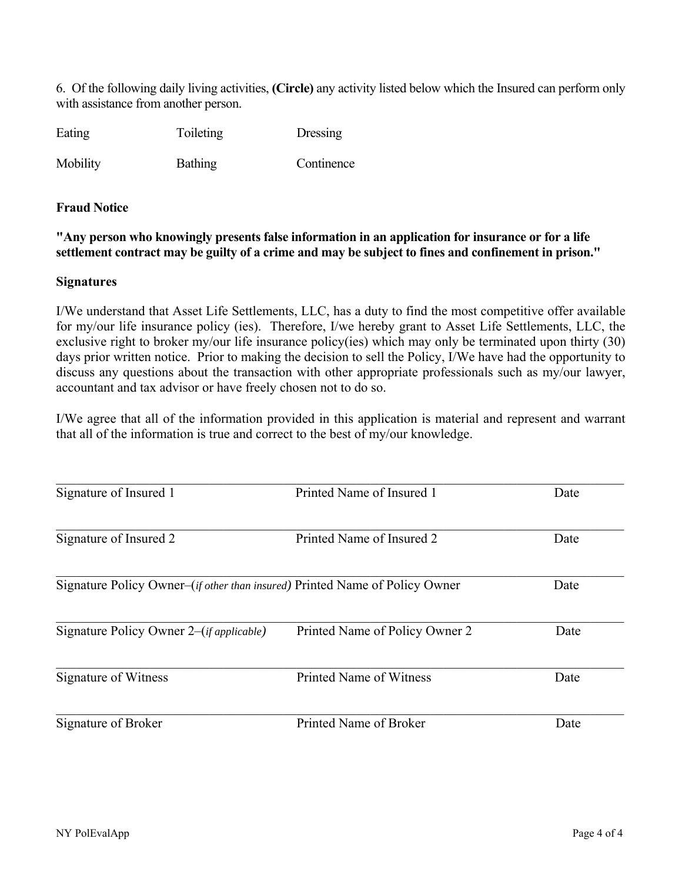6. Of the following daily living activities, **(Circle)** any activity listed below which the Insured can perform only with assistance from another person.

| Eating | Toileting | Dressing |
|---|---|---|
| Mobility | Bathing | Continence |

**Fraud Notice**

**"Any person who knowingly presents false information in an application for insurance or for a life settlement contract may be guilty of a crime and may be subject to fines and confinement in prison."**

**Signatures**

I/We understand that Asset Life Settlements, LLC, has a duty to find the most competitive offer available for my/our life insurance policy (ies). Therefore, I/we hereby grant to Asset Life Settlements, LLC, the exclusive right to broker my/our life insurance policy(ies) which may only be terminated upon thirty (30) days prior written notice. Prior to making the decision to sell the Policy, I/We have had the opportunity to discuss any questions about the transaction with other appropriate professionals such as my/our lawyer, accountant and tax advisor or have freely chosen not to do so.

I/We agree that all of the information provided in this application is material and represent and warrant that all of the information is true and correct to the best of my/our knowledge.

| Signature of Insured 1 | Printed Name of Insured 1 | Date |
|---|---|---|
| Signature of Insured 2 | Printed Name of Insured 2 | Date |
| Signature Policy Owner–(*if other than insured*) | Printed Name of Policy Owner | Date |
| Signature Policy Owner 2–(*if applicable*) | Printed Name of Policy Owner 2 | Date |
| Signature of Witness | Printed Name of Witness | Date |
| Signature of Broker | Printed Name of Broker | Date |

NY PolEvalApp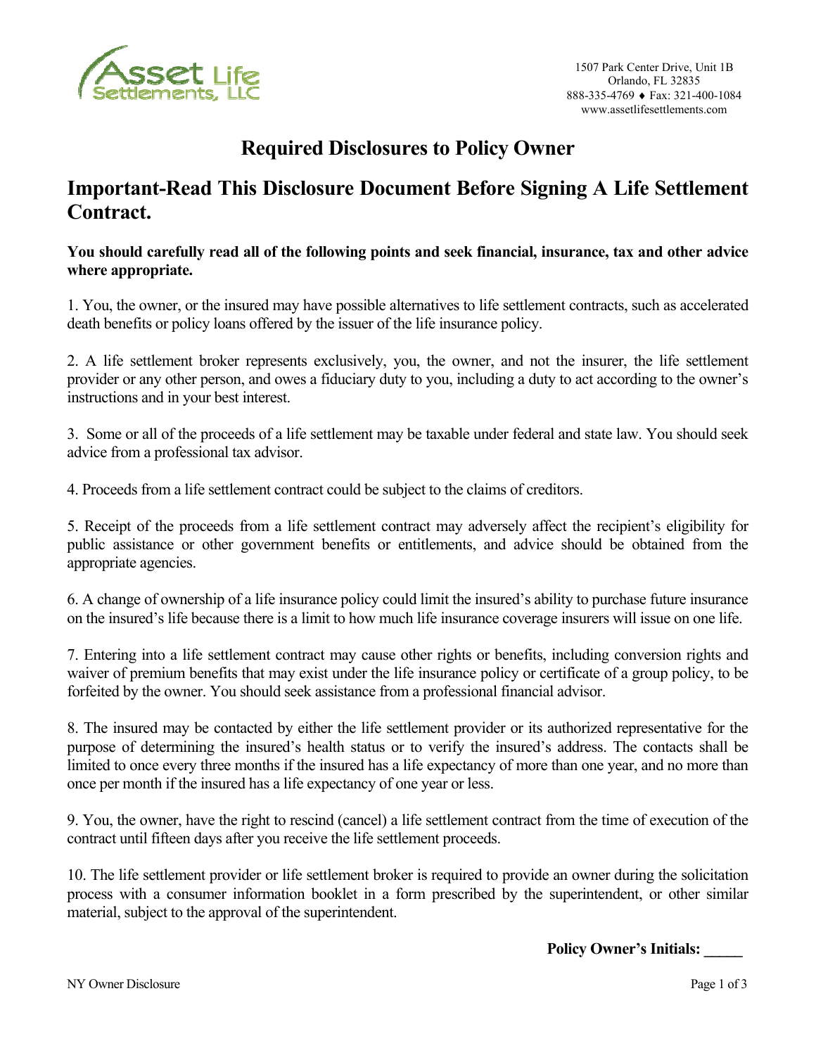Asset Life Settlements, LLC

1507 Park Center Drive, Unit 1B
Orlando, FL 32835
888-335-4769 ♦ Fax: 321-400-1084
www.assetlifesettlements.com

# Required Disclosures to Policy Owner

## Important-Read This Disclosure Document Before Signing A Life Settlement Contract.

**You should carefully read all of the following points and seek financial, insurance, tax and other advice where appropriate.**

1. You, the owner, or the insured may have possible alternatives to life settlement contracts, such as accelerated death benefits or policy loans offered by the issuer of the life insurance policy.

2. A life settlement broker represents exclusively, you, the owner, and not the insurer, the life settlement provider or any other person, and owes a fiduciary duty to you, including a duty to act according to the owner's instructions and in your best interest.

3. Some or all of the proceeds of a life settlement may be taxable under federal and state law. You should seek advice from a professional tax advisor.

4. Proceeds from a life settlement contract could be subject to the claims of creditors.

5. Receipt of the proceeds from a life settlement contract may adversely affect the recipient's eligibility for public assistance or other government benefits or entitlements, and advice should be obtained from the appropriate agencies.

6. A change of ownership of a life insurance policy could limit the insured's ability to purchase future insurance on the insured's life because there is a limit to how much life insurance coverage insurers will issue on one life.

7. Entering into a life settlement contract may cause other rights or benefits, including conversion rights and waiver of premium benefits that may exist under the life insurance policy or certificate of a group policy, to be forfeited by the owner. You should seek assistance from a professional financial advisor.

8. The insured may be contacted by either the life settlement provider or its authorized representative for the purpose of determining the insured's health status or to verify the insured's address. The contacts shall be limited to once every three months if the insured has a life expectancy of more than one year, and no more than once per month if the insured has a life expectancy of one year or less.

9. You, the owner, have the right to rescind (cancel) a life settlement contract from the time of execution of the contract until fifteen days after you receive the life settlement proceeds.

10. The life settlement provider or life settlement broker is required to provide an owner during the solicitation process with a consumer information booklet in a form prescribed by the superintendent, or other similar material, subject to the approval of the superintendent.

**Policy Owner's Initials: _____**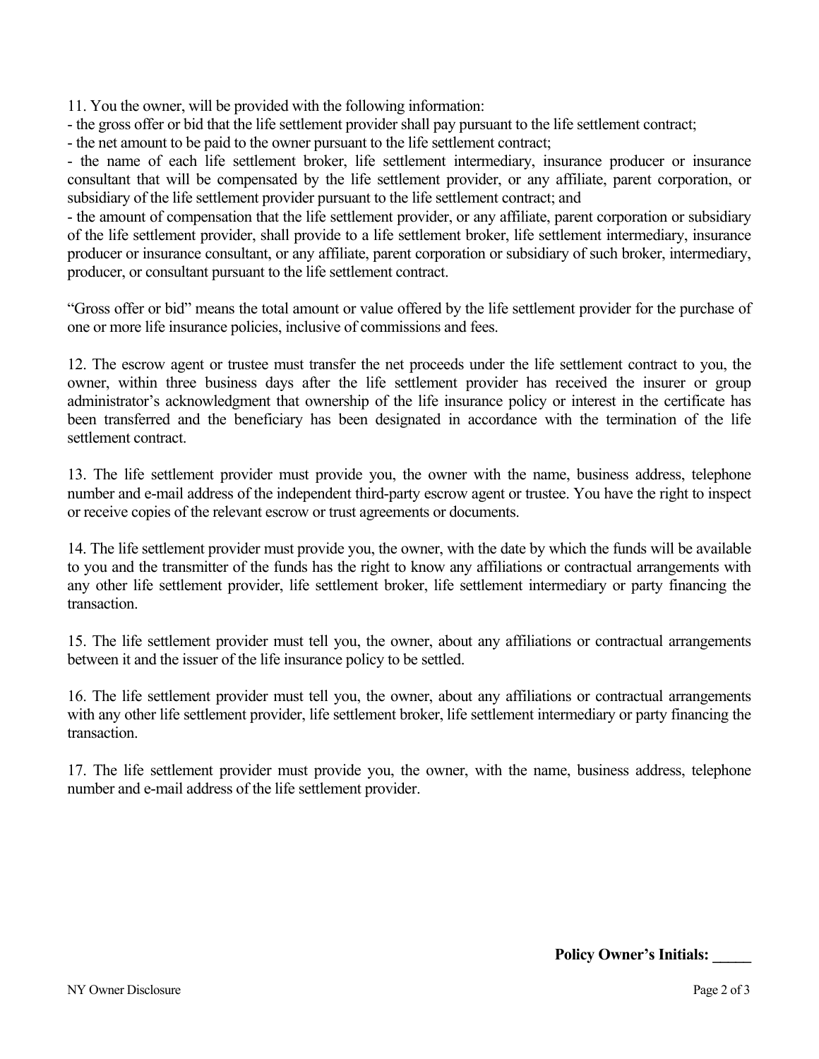11. You the owner, will be provided with the following information:

- the gross offer or bid that the life settlement provider shall pay pursuant to the life settlement contract;
- the net amount to be paid to the owner pursuant to the life settlement contract;
- the name of each life settlement broker, life settlement intermediary, insurance producer or insurance consultant that will be compensated by the life settlement provider, or any affiliate, parent corporation, or subsidiary of the life settlement provider pursuant to the life settlement contract; and
- the amount of compensation that the life settlement provider, or any affiliate, parent corporation or subsidiary of the life settlement provider, shall provide to a life settlement broker, life settlement intermediary, insurance producer or insurance consultant, or any affiliate, parent corporation or subsidiary of such broker, intermediary, producer, or consultant pursuant to the life settlement contract.

"Gross offer or bid" means the total amount or value offered by the life settlement provider for the purchase of one or more life insurance policies, inclusive of commissions and fees.

12. The escrow agent or trustee must transfer the net proceeds under the life settlement contract to you, the owner, within three business days after the life settlement provider has received the insurer or group administrator's acknowledgment that ownership of the life insurance policy or interest in the certificate has been transferred and the beneficiary has been designated in accordance with the termination of the life settlement contract.

13. The life settlement provider must provide you, the owner with the name, business address, telephone number and e-mail address of the independent third-party escrow agent or trustee. You have the right to inspect or receive copies of the relevant escrow or trust agreements or documents.

14. The life settlement provider must provide you, the owner, with the date by which the funds will be available to you and the transmitter of the funds has the right to know any affiliations or contractual arrangements with any other life settlement provider, life settlement broker, life settlement intermediary or party financing the transaction.

15. The life settlement provider must tell you, the owner, about any affiliations or contractual arrangements between it and the issuer of the life insurance policy to be settled.

16. The life settlement provider must tell you, the owner, about any affiliations or contractual arrangements with any other life settlement provider, life settlement broker, life settlement intermediary or party financing the transaction.

17. The life settlement provider must provide you, the owner, with the name, business address, telephone number and e-mail address of the life settlement provider.

**Policy Owner's Initials: _____**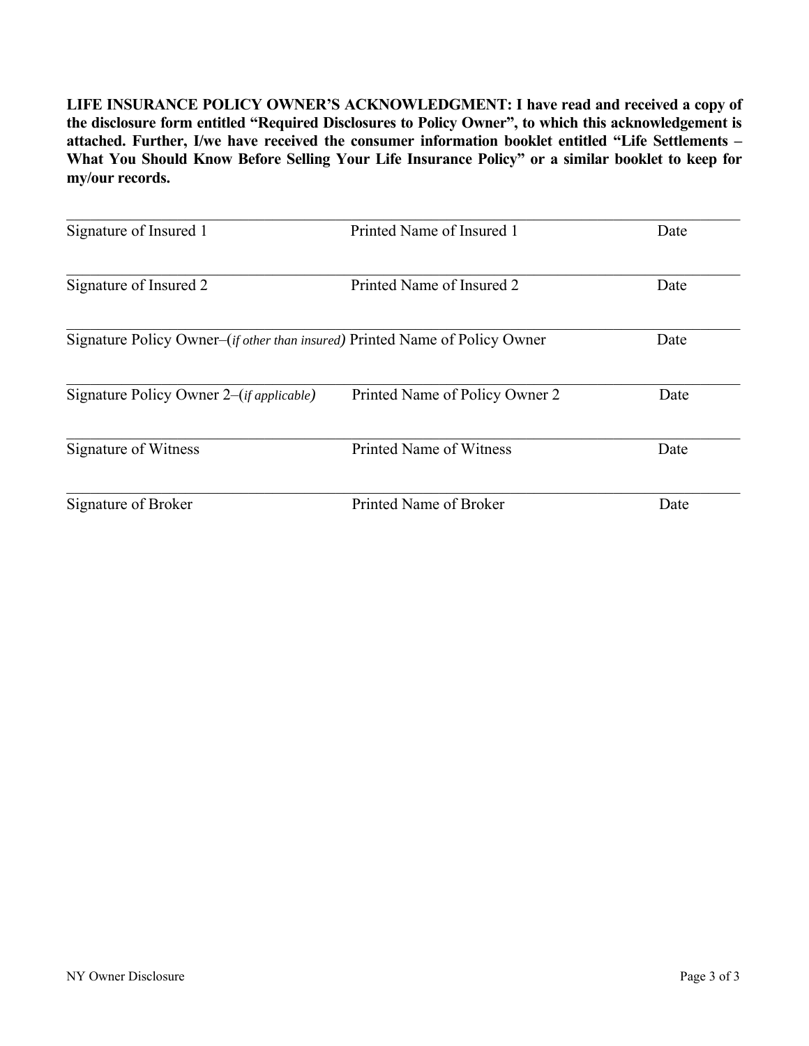**LIFE INSURANCE POLICY OWNER'S ACKNOWLEDGMENT: I have read and received a copy of the disclosure form entitled "Required Disclosures to Policy Owner", to which this acknowledgement is attached. Further, I/we have received the consumer information booklet entitled "Life Settlements – What You Should Know Before Selling Your Life Insurance Policy" or a similar booklet to keep for my/our records.**

| Signature of Insured 1 | Printed Name of Insured 1 | Date |
|---|---|---|
| Signature of Insured 2 | Printed Name of Insured 2 | Date |
| Signature Policy Owner–(*if other than insured*) | Printed Name of Policy Owner | Date |
| Signature Policy Owner 2–(*if applicable*) | Printed Name of Policy Owner 2 | Date |
| Signature of Witness | Printed Name of Witness | Date |
| Signature of Broker | Printed Name of Broker | Date |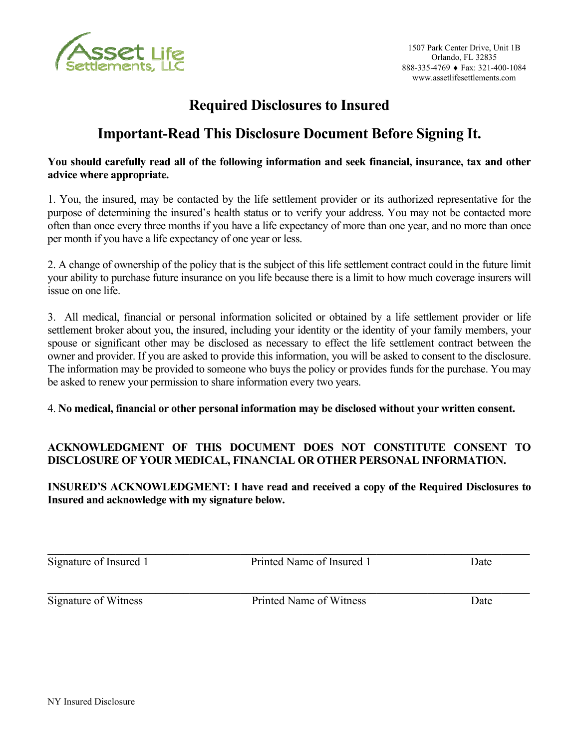Asset Life Settlements, LLC

1507 Park Center Drive, Unit 1B
Orlando, FL 32835
888-335-4769 ♦ Fax: 321-400-1084
www.assetlifesettlements.com

# Required Disclosures to Insured

## Important-Read This Disclosure Document Before Signing It.

**You should carefully read all of the following information and seek financial, insurance, tax and other advice where appropriate.**

1. You, the insured, may be contacted by the life settlement provider or its authorized representative for the purpose of determining the insured's health status or to verify your address. You may not be contacted more often than once every three months if you have a life expectancy of more than one year, and no more than once per month if you have a life expectancy of one year or less.

2. A change of ownership of the policy that is the subject of this life settlement contract could in the future limit your ability to purchase future insurance on you life because there is a limit to how much coverage insurers will issue on one life.

3. All medical, financial or personal information solicited or obtained by a life settlement provider or life settlement broker about you, the insured, including your identity or the identity of your family members, your spouse or significant other may be disclosed as necessary to effect the life settlement contract between the owner and provider. If you are asked to provide this information, you will be asked to consent to the disclosure. The information may be provided to someone who buys the policy or provides funds for the purchase. You may be asked to renew your permission to share information every two years.

4. **No medical, financial or other personal information may be disclosed without your written consent.**

**ACKNOWLEDGMENT OF THIS DOCUMENT DOES NOT CONSTITUTE CONSENT TO DISCLOSURE OF YOUR MEDICAL, FINANCIAL OR OTHER PERSONAL INFORMATION.**

**INSURED'S ACKNOWLEDGMENT: I have read and received a copy of the Required Disclosures to Insured and acknowledge with my signature below.**

| Signature of Insured 1 | Printed Name of Insured 1 | Date |
|---|---|---|
| | | |

| Signature of Witness | Printed Name of Witness | Date |
|---|---|---|
| | | |

NY Insured Disclosure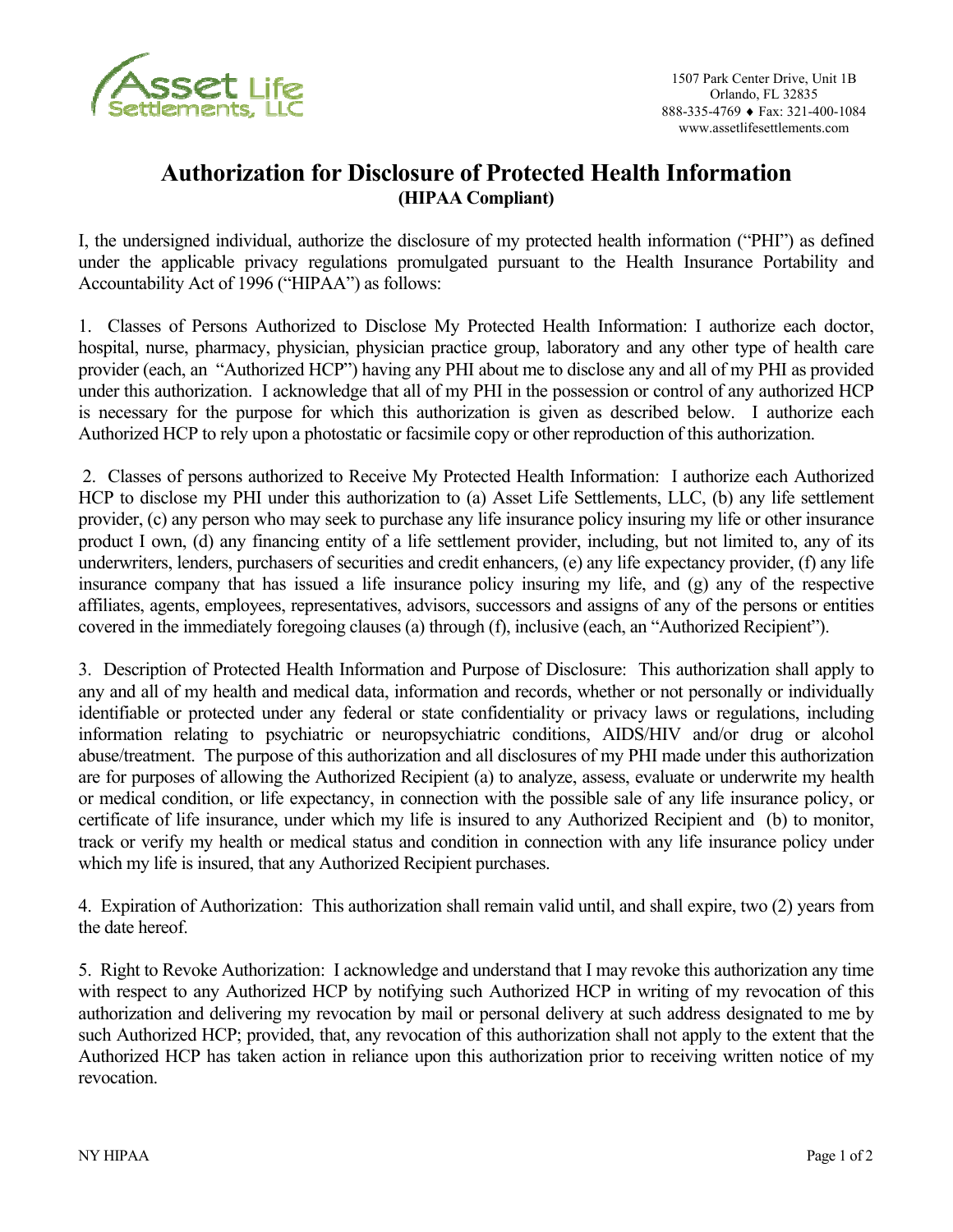Asset Life Settlements, LLC

1507 Park Center Drive, Unit 1B
Orlando, FL 32835
888-335-4769 ♦ Fax: 321-400-1084
www.assetlifesettlements.com

# Authorization for Disclosure of Protected Health Information
**(HIPAA Compliant)**

I, the undersigned individual, authorize the disclosure of my protected health information ("PHI") as defined under the applicable privacy regulations promulgated pursuant to the Health Insurance Portability and Accountability Act of 1996 ("HIPAA") as follows:

1. Classes of Persons Authorized to Disclose My Protected Health Information: I authorize each doctor, hospital, nurse, pharmacy, physician, physician practice group, laboratory and any other type of health care provider (each, an "Authorized HCP") having any PHI about me to disclose any and all of my PHI as provided under this authorization. I acknowledge that all of my PHI in the possession or control of any authorized HCP is necessary for the purpose for which this authorization is given as described below. I authorize each Authorized HCP to rely upon a photostatic or facsimile copy or other reproduction of this authorization.

2. Classes of persons authorized to Receive My Protected Health Information: I authorize each Authorized HCP to disclose my PHI under this authorization to (a) Asset Life Settlements, LLC, (b) any life settlement provider, (c) any person who may seek to purchase any life insurance policy insuring my life or other insurance product I own, (d) any financing entity of a life settlement provider, including, but not limited to, any of its underwriters, lenders, purchasers of securities and credit enhancers, (e) any life expectancy provider, (f) any life insurance company that has issued a life insurance policy insuring my life, and (g) any of the respective affiliates, agents, employees, representatives, advisors, successors and assigns of any of the persons or entities covered in the immediately foregoing clauses (a) through (f), inclusive (each, an "Authorized Recipient").

3. Description of Protected Health Information and Purpose of Disclosure: This authorization shall apply to any and all of my health and medical data, information and records, whether or not personally or individually identifiable or protected under any federal or state confidentiality or privacy laws or regulations, including information relating to psychiatric or neuropsychiatric conditions, AIDS/HIV and/or drug or alcohol abuse/treatment. The purpose of this authorization and all disclosures of my PHI made under this authorization are for purposes of allowing the Authorized Recipient (a) to analyze, assess, evaluate or underwrite my health or medical condition, or life expectancy, in connection with the possible sale of any life insurance policy, or certificate of life insurance, under which my life is insured to any Authorized Recipient and (b) to monitor, track or verify my health or medical status and condition in connection with any life insurance policy under which my life is insured, that any Authorized Recipient purchases.

4. Expiration of Authorization: This authorization shall remain valid until, and shall expire, two (2) years from the date hereof.

5. Right to Revoke Authorization: I acknowledge and understand that I may revoke this authorization any time with respect to any Authorized HCP by notifying such Authorized HCP in writing of my revocation of this authorization and delivering my revocation by mail or personal delivery at such address designated to me by such Authorized HCP; provided, that, any revocation of this authorization shall not apply to the extent that the Authorized HCP has taken action in reliance upon this authorization prior to receiving written notice of my revocation.

NY HIPAA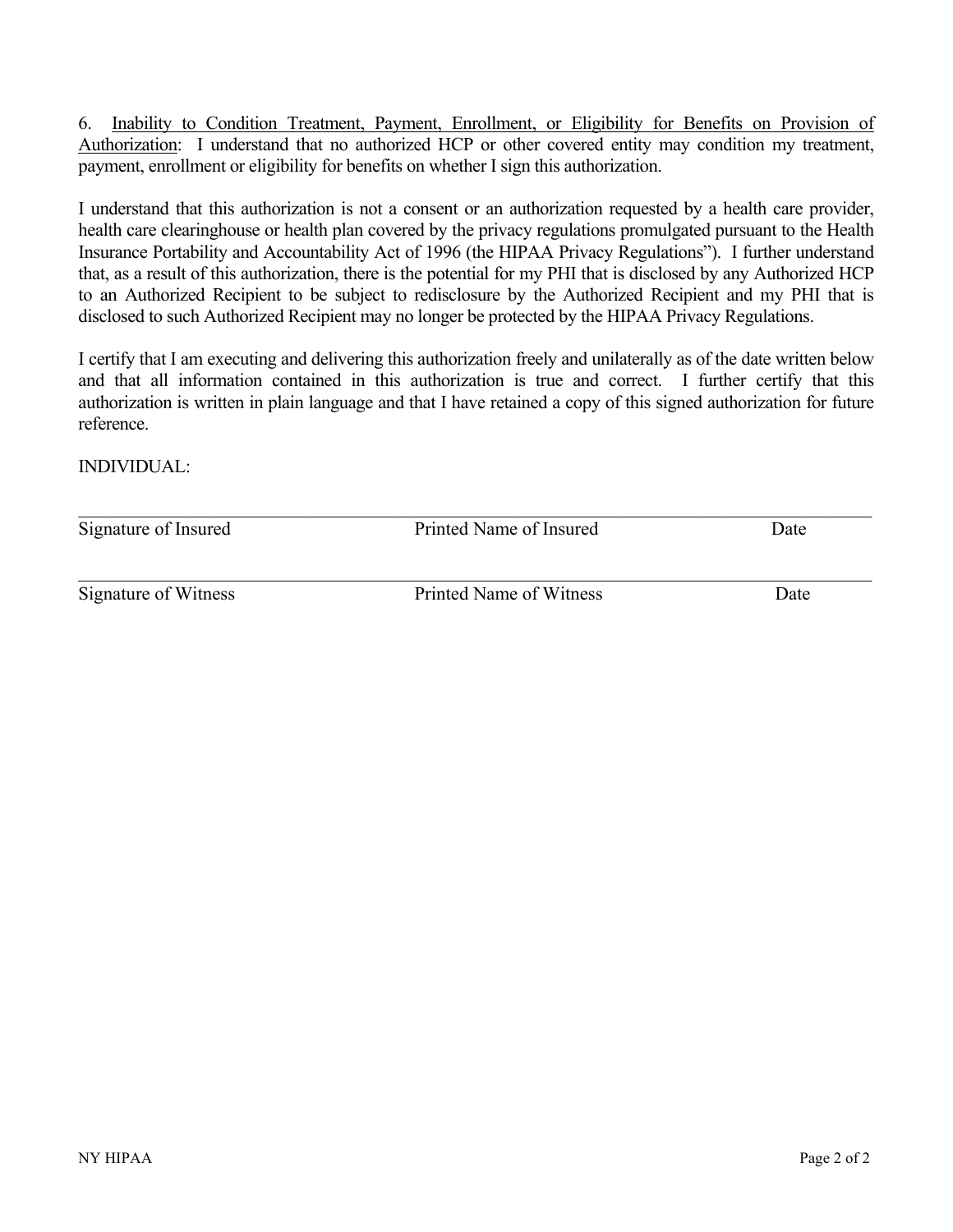6. <u>Inability to Condition Treatment, Payment, Enrollment, or Eligibility for Benefits on Provision of Authorization</u>: I understand that no authorized HCP or other covered entity may condition my treatment, payment, enrollment or eligibility for benefits on whether I sign this authorization.

I understand that this authorization is not a consent or an authorization requested by a health care provider, health care clearinghouse or health plan covered by the privacy regulations promulgated pursuant to the Health Insurance Portability and Accountability Act of 1996 (the HIPAA Privacy Regulations"). I further understand that, as a result of this authorization, there is the potential for my PHI that is disclosed by any Authorized HCP to an Authorized Recipient to be subject to redisclosure by the Authorized Recipient and my PHI that is disclosed to such Authorized Recipient may no longer be protected by the HIPAA Privacy Regulations.

I certify that I am executing and delivering this authorization freely and unilaterally as of the date written below and that all information contained in this authorization is true and correct. I further certify that this authorization is written in plain language and that I have retained a copy of this signed authorization for future reference.

INDIVIDUAL:

\_\_\_\_\_\_\_\_\_\_\_\_\_\_\_\_\_\_\_\_\_\_\_\_\_\_\_\_\_\_\_\_\_\_\_\_\_\_\_\_\_\_\_\_\_\_\_\_\_\_\_\_\_\_\_\_\_\_\_\_\_\_\_\_\_\_\_\_\_\_\_\_\_\_\_\_\_\_

Signature of Insured Printed Name of Insured Date

\_\_\_\_\_\_\_\_\_\_\_\_\_\_\_\_\_\_\_\_\_\_\_\_\_\_\_\_\_\_\_\_\_\_\_\_\_\_\_\_\_\_\_\_\_\_\_\_\_\_\_\_\_\_\_\_\_\_\_\_\_\_\_\_\_\_\_\_\_\_\_\_\_\_\_\_\_\_

Signature of Witness Printed Name of Witness Date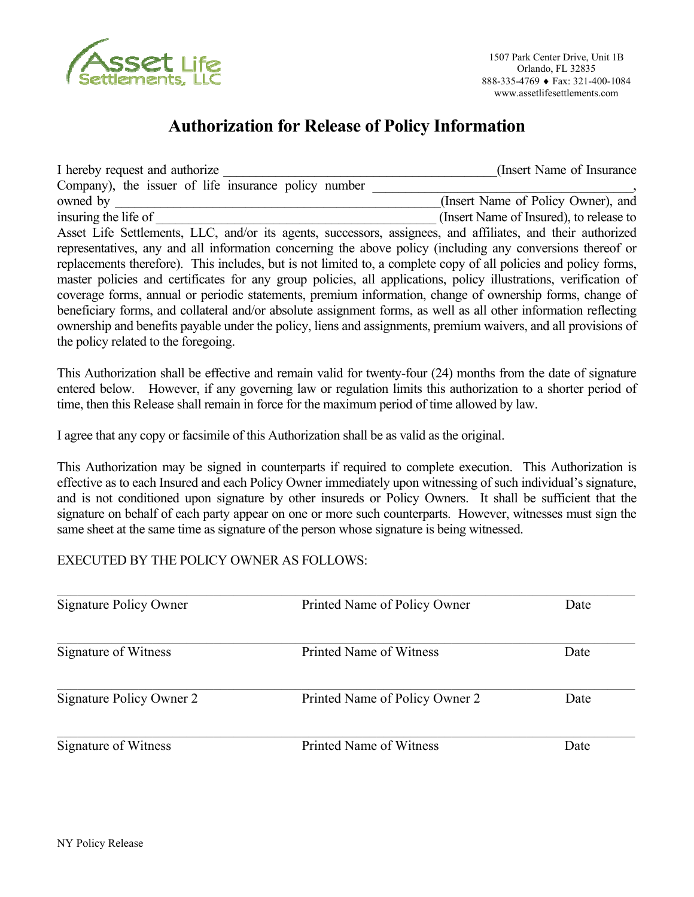Asset Life Settlements, LLC

1507 Park Center Drive, Unit 1B
Orlando, FL 32835
888-335-4769 ♦ Fax: 321-400-1084
www.assetlifesettlements.com

# Authorization for Release of Policy Information

I hereby request and authorize ________________________________________(Insert Name of Insurance Company), the issuer of life insurance policy number ________________________________________, owned by ________________________________________________(Insert Name of Policy Owner), and insuring the life of ____________________________________________ (Insert Name of Insured), to release to Asset Life Settlements, LLC, and/or its agents, successors, assignees, and affiliates, and their authorized representatives, any and all information concerning the above policy (including any conversions thereof or replacements therefore). This includes, but is not limited to, a complete copy of all policies and policy forms, master policies and certificates for any group policies, all applications, policy illustrations, verification of coverage forms, annual or periodic statements, premium information, change of ownership forms, change of beneficiary forms, and collateral and/or absolute assignment forms, as well as all other information reflecting ownership and benefits payable under the policy, liens and assignments, premium waivers, and all provisions of the policy related to the foregoing.

This Authorization shall be effective and remain valid for twenty-four (24) months from the date of signature entered below. However, if any governing law or regulation limits this authorization to a shorter period of time, then this Release shall remain in force for the maximum period of time allowed by law.

I agree that any copy or facsimile of this Authorization shall be as valid as the original.

This Authorization may be signed in counterparts if required to complete execution. This Authorization is effective as to each Insured and each Policy Owner immediately upon witnessing of such individual's signature, and is not conditioned upon signature by other insureds or Policy Owners. It shall be sufficient that the signature on behalf of each party appear on one or more such counterparts. However, witnesses must sign the same sheet at the same time as signature of the person whose signature is being witnessed.

EXECUTED BY THE POLICY OWNER AS FOLLOWS:

________________________________________________________________________

Signature Policy Owner | Printed Name of Policy Owner | Date

________________________________________________________________________

Signature of Witness | Printed Name of Witness | Date

________________________________________________________________________

Signature Policy Owner 2 | Printed Name of Policy Owner 2 | Date

________________________________________________________________________

Signature of Witness | Printed Name of Witness | Date

NY Policy Release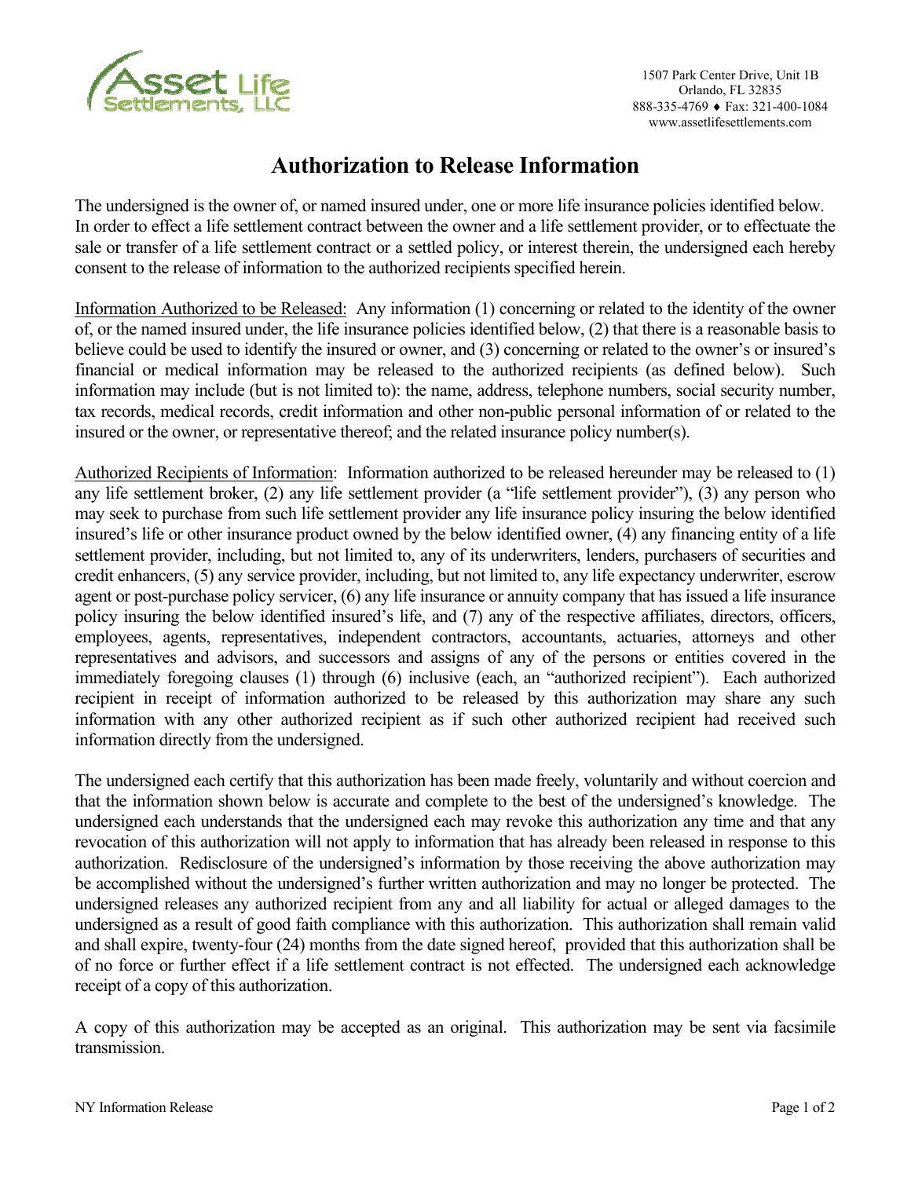Asset Life Settlements, LLC

1507 Park Center Drive, Unit 1B
Orlando, FL 32835
888-335-4769 ♦ Fax: 321-400-1084
www.assetlifesettlements.com

# Authorization to Release Information

The undersigned is the owner of, or named insured under, one or more life insurance policies identified below. In order to effect a life settlement contract between the owner and a life settlement provider, or to effectuate the sale or transfer of a life settlement contract or a settled policy, or interest therein, the undersigned each hereby consent to the release of information to the authorized recipients specified herein.

Information Authorized to be Released: Any information (1) concerning or related to the identity of the owner of, or the named insured under, the life insurance policies identified below, (2) that there is a reasonable basis to believe could be used to identify the insured or owner, and (3) concerning or related to the owner's or insured's financial or medical information may be released to the authorized recipients (as defined below). Such information may include (but is not limited to): the name, address, telephone numbers, social security number, tax records, medical records, credit information and other non-public personal information of or related to the insured or the owner, or representative thereof; and the related insurance policy number(s).

Authorized Recipients of Information: Information authorized to be released hereunder may be released to (1) any life settlement broker, (2) any life settlement provider (a "life settlement provider"), (3) any person who may seek to purchase from such life settlement provider any life insurance policy insuring the below identified insured's life or other insurance product owned by the below identified owner, (4) any financing entity of a life settlement provider, including, but not limited to, any of its underwriters, lenders, purchasers of securities and credit enhancers, (5) any service provider, including, but not limited to, any life expectancy underwriter, escrow agent or post-purchase policy servicer, (6) any life insurance or annuity company that has issued a life insurance policy insuring the below identified insured's life, and (7) any of the respective affiliates, directors, officers, employees, agents, representatives, independent contractors, accountants, actuaries, attorneys and other representatives and advisors, and successors and assigns of any of the persons or entities covered in the immediately foregoing clauses (1) through (6) inclusive (each, an "authorized recipient"). Each authorized recipient in receipt of information authorized to be released by this authorization may share any such information with any other authorized recipient as if such other authorized recipient had received such information directly from the undersigned.

The undersigned each certify that this authorization has been made freely, voluntarily and without coercion and that the information shown below is accurate and complete to the best of the undersigned's knowledge. The undersigned each understands that the undersigned each may revoke this authorization any time and that any revocation of this authorization will not apply to information that has already been released in response to this authorization. Redisclosure of the undersigned's information by those receiving the above authorization may be accomplished without the undersigned's further written authorization and may no longer be protected. The undersigned releases any authorized recipient from any and all liability for actual or alleged damages to the undersigned as a result of good faith compliance with this authorization. This authorization shall remain valid and shall expire, twenty-four (24) months from the date signed hereof, provided that this authorization shall be of no force or further effect if a life settlement contract is not effected. The undersigned each acknowledge receipt of a copy of this authorization.

A copy of this authorization may be accepted as an original. This authorization may be sent via facsimile transmission.

NY Information Release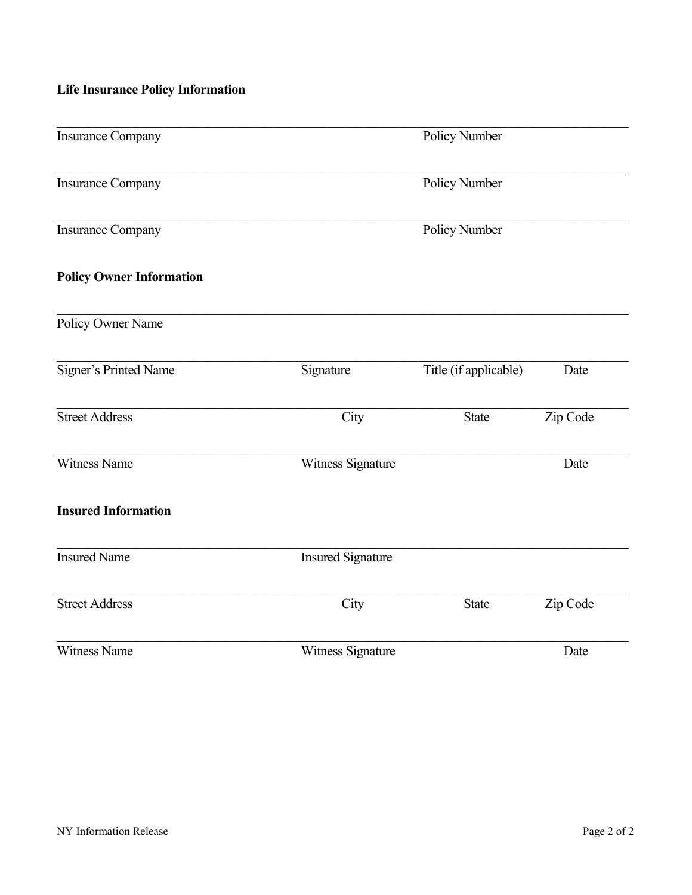**Life Insurance Policy Information**

\_\_\_\_\_\_\_\_\_\_\_\_\_\_\_\_\_\_\_\_\_\_\_\_\_\_\_\_\_\_\_\_\_\_\_\_\_\_\_\_\_\_\_\_\_\_\_\_\_\_\_\_\_\_\_\_\_\_\_\_\_\_\_\_\_\_\_\_\_\_

Insurance Company Policy Number

\_\_\_\_\_\_\_\_\_\_\_\_\_\_\_\_\_\_\_\_\_\_\_\_\_\_\_\_\_\_\_\_\_\_\_\_\_\_\_\_\_\_\_\_\_\_\_\_\_\_\_\_\_\_\_\_\_\_\_\_\_\_\_\_\_\_\_\_\_\_

Insurance Company Policy Number

\_\_\_\_\_\_\_\_\_\_\_\_\_\_\_\_\_\_\_\_\_\_\_\_\_\_\_\_\_\_\_\_\_\_\_\_\_\_\_\_\_\_\_\_\_\_\_\_\_\_\_\_\_\_\_\_\_\_\_\_\_\_\_\_\_\_\_\_\_\_

Insurance Company Policy Number

**Policy Owner Information**

\_\_\_\_\_\_\_\_\_\_\_\_\_\_\_\_\_\_\_\_\_\_\_\_\_\_\_\_\_\_\_\_\_\_\_\_\_\_\_\_\_\_\_\_\_\_\_\_\_\_\_\_\_\_\_\_\_\_\_\_\_\_\_\_\_\_\_\_\_\_

Policy Owner Name

\_\_\_\_\_\_\_\_\_\_\_\_\_\_\_\_\_\_\_\_\_\_\_\_\_\_\_\_\_\_\_\_\_\_\_\_\_\_\_\_\_\_\_\_\_\_\_\_\_\_\_\_\_\_\_\_\_\_\_\_\_\_\_\_\_\_\_\_\_\_

Signer's Printed Name Signature Title (if applicable) Date

\_\_\_\_\_\_\_\_\_\_\_\_\_\_\_\_\_\_\_\_\_\_\_\_\_\_\_\_\_\_\_\_\_\_\_\_\_\_\_\_\_\_\_\_\_\_\_\_\_\_\_\_\_\_\_\_\_\_\_\_\_\_\_\_\_\_\_\_\_\_

Street Address City State Zip Code

\_\_\_\_\_\_\_\_\_\_\_\_\_\_\_\_\_\_\_\_\_\_\_\_\_\_\_\_\_\_\_\_\_\_\_\_\_\_\_\_\_\_\_\_\_\_\_\_\_\_\_\_\_\_\_\_\_\_\_\_\_\_\_\_\_\_\_\_\_\_

Witness Name Witness Signature Date

**Insured Information**

\_\_\_\_\_\_\_\_\_\_\_\_\_\_\_\_\_\_\_\_\_\_\_\_\_\_\_\_\_\_\_\_\_\_\_\_\_\_\_\_\_\_\_\_\_\_\_\_\_\_\_\_\_\_\_\_\_\_\_\_\_\_\_\_\_\_\_\_\_\_

Insured Name Insured Signature

\_\_\_\_\_\_\_\_\_\_\_\_\_\_\_\_\_\_\_\_\_\_\_\_\_\_\_\_\_\_\_\_\_\_\_\_\_\_\_\_\_\_\_\_\_\_\_\_\_\_\_\_\_\_\_\_\_\_\_\_\_\_\_\_\_\_\_\_\_\_

Street Address City State Zip Code

\_\_\_\_\_\_\_\_\_\_\_\_\_\_\_\_\_\_\_\_\_\_\_\_\_\_\_\_\_\_\_\_\_\_\_\_\_\_\_\_\_\_\_\_\_\_\_\_\_\_\_\_\_\_\_\_\_\_\_\_\_\_\_\_\_\_\_\_\_\_

Witness Name Witness Signature Date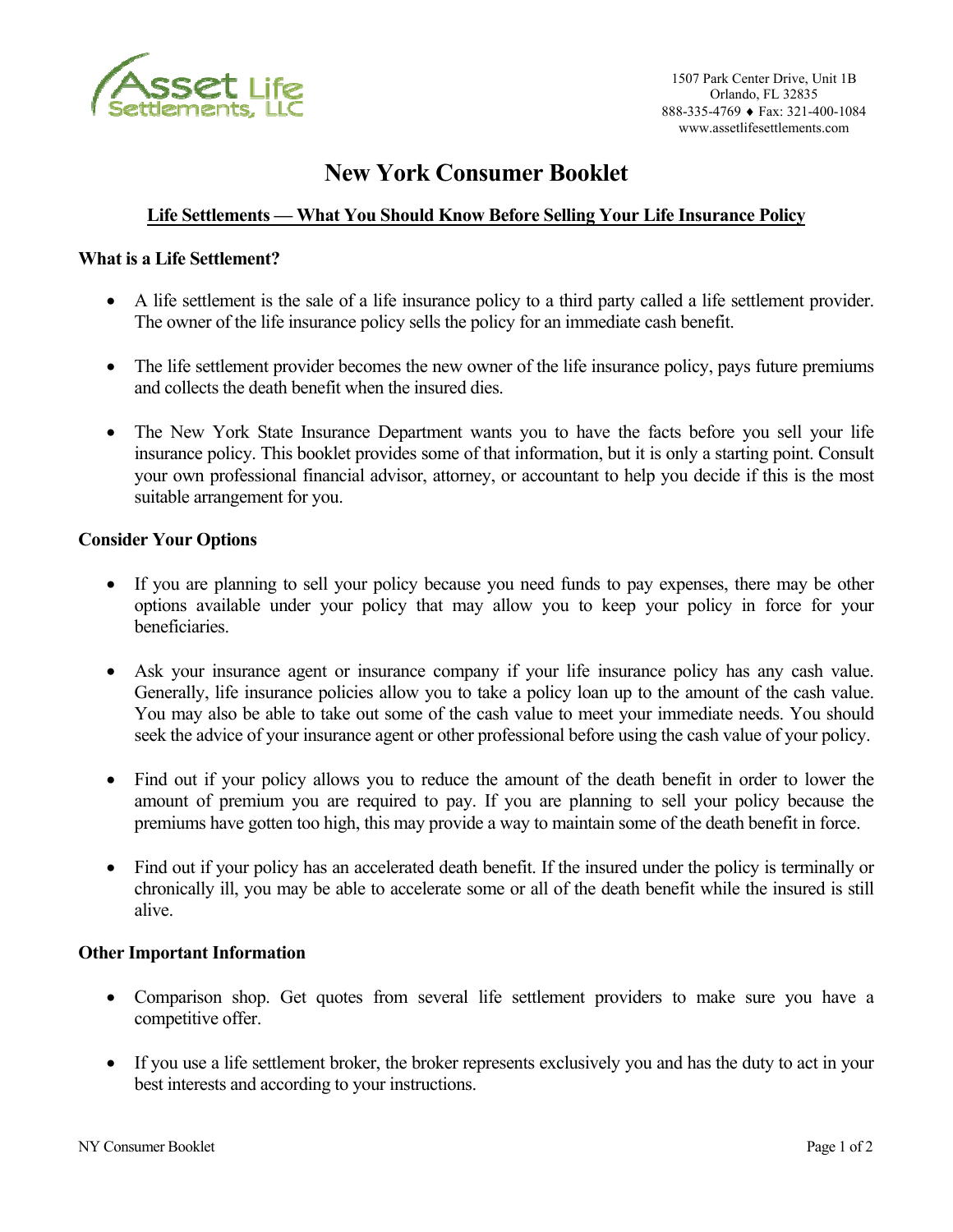Asset Life Settlements, LLC

1507 Park Center Drive, Unit 1B
Orlando, FL 32835
888-335-4769 ♦ Fax: 321-400-1084
www.assetlifesettlements.com

# New York Consumer Booklet

## Life Settlements — What You Should Know Before Selling Your Life Insurance Policy

### What is a Life Settlement?

- A life settlement is the sale of a life insurance policy to a third party called a life settlement provider. The owner of the life insurance policy sells the policy for an immediate cash benefit.
- The life settlement provider becomes the new owner of the life insurance policy, pays future premiums and collects the death benefit when the insured dies.
- The New York State Insurance Department wants you to have the facts before you sell your life insurance policy. This booklet provides some of that information, but it is only a starting point. Consult your own professional financial advisor, attorney, or accountant to help you decide if this is the most suitable arrangement for you.

### Consider Your Options

- If you are planning to sell your policy because you need funds to pay expenses, there may be other options available under your policy that may allow you to keep your policy in force for your beneficiaries.
- Ask your insurance agent or insurance company if your life insurance policy has any cash value. Generally, life insurance policies allow you to take a policy loan up to the amount of the cash value. You may also be able to take out some of the cash value to meet your immediate needs. You should seek the advice of your insurance agent or other professional before using the cash value of your policy.
- Find out if your policy allows you to reduce the amount of the death benefit in order to lower the amount of premium you are required to pay. If you are planning to sell your policy because the premiums have gotten too high, this may provide a way to maintain some of the death benefit in force.
- Find out if your policy has an accelerated death benefit. If the insured under the policy is terminally or chronically ill, you may be able to accelerate some or all of the death benefit while the insured is still alive.

### Other Important Information

- Comparison shop. Get quotes from several life settlement providers to make sure you have a competitive offer.
- If you use a life settlement broker, the broker represents exclusively you and has the duty to act in your best interests and according to your instructions.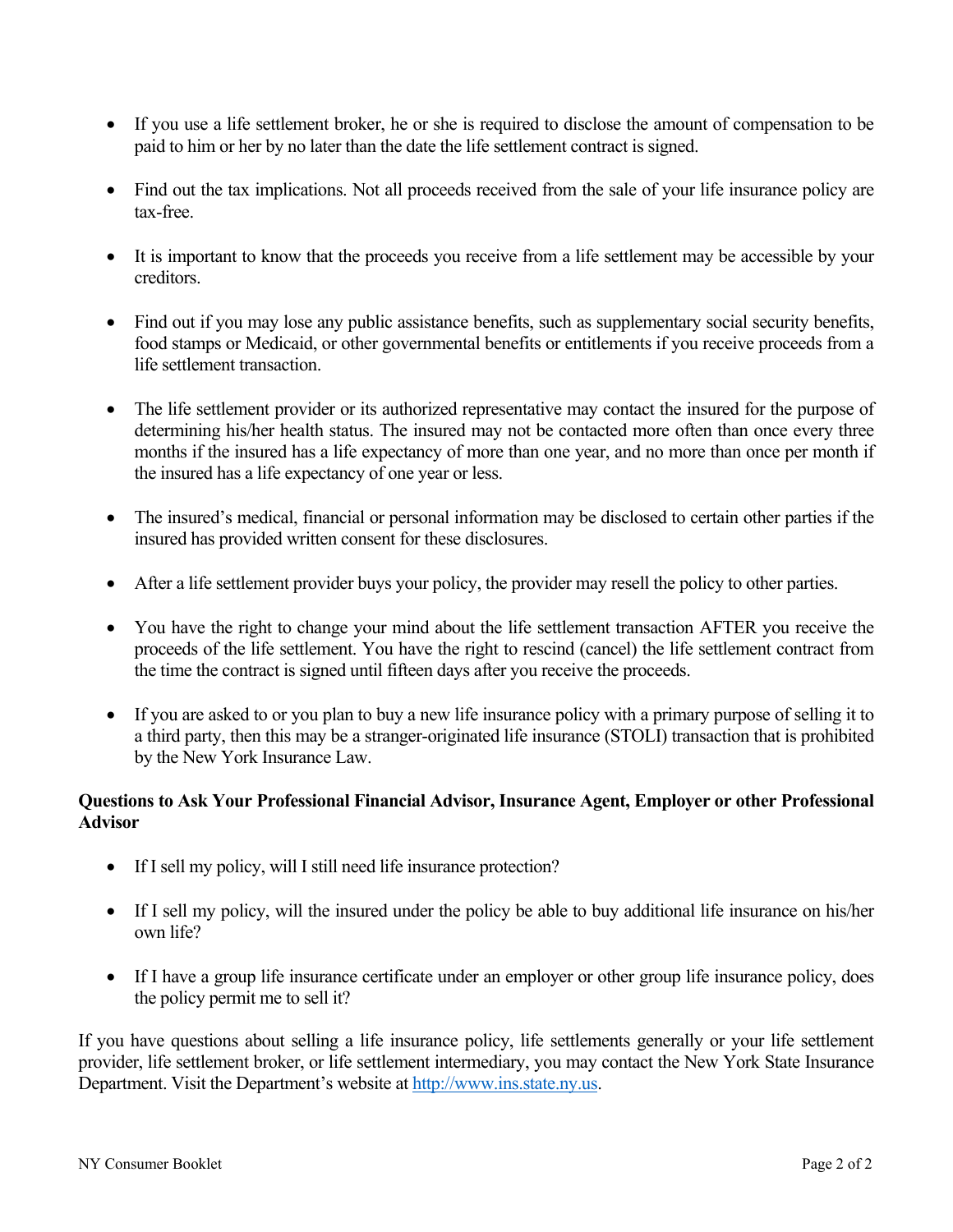- If you use a life settlement broker, he or she is required to disclose the amount of compensation to be paid to him or her by no later than the date the life settlement contract is signed.

- Find out the tax implications. Not all proceeds received from the sale of your life insurance policy are tax-free.

- It is important to know that the proceeds you receive from a life settlement may be accessible by your creditors.

- Find out if you may lose any public assistance benefits, such as supplementary social security benefits, food stamps or Medicaid, or other governmental benefits or entitlements if you receive proceeds from a life settlement transaction.

- The life settlement provider or its authorized representative may contact the insured for the purpose of determining his/her health status. The insured may not be contacted more often than once every three months if the insured has a life expectancy of more than one year, and no more than once per month if the insured has a life expectancy of one year or less.

- The insured's medical, financial or personal information may be disclosed to certain other parties if the insured has provided written consent for these disclosures.

- After a life settlement provider buys your policy, the provider may resell the policy to other parties.

- You have the right to change your mind about the life settlement transaction AFTER you receive the proceeds of the life settlement. You have the right to rescind (cancel) the life settlement contract from the time the contract is signed until fifteen days after you receive the proceeds.

- If you are asked to or you plan to buy a new life insurance policy with a primary purpose of selling it to a third party, then this may be a stranger-originated life insurance (STOLI) transaction that is prohibited by the New York Insurance Law.

**Questions to Ask Your Professional Financial Advisor, Insurance Agent, Employer or other Professional Advisor**

- If I sell my policy, will I still need life insurance protection?

- If I sell my policy, will the insured under the policy be able to buy additional life insurance on his/her own life?

- If I have a group life insurance certificate under an employer or other group life insurance policy, does the policy permit me to sell it?

If you have questions about selling a life insurance policy, life settlements generally or your life settlement provider, life settlement broker, or life settlement intermediary, you may contact the New York State Insurance Department. Visit the Department's website at [http://www.ins.state.ny.us](http://www.ins.state.ny.us).